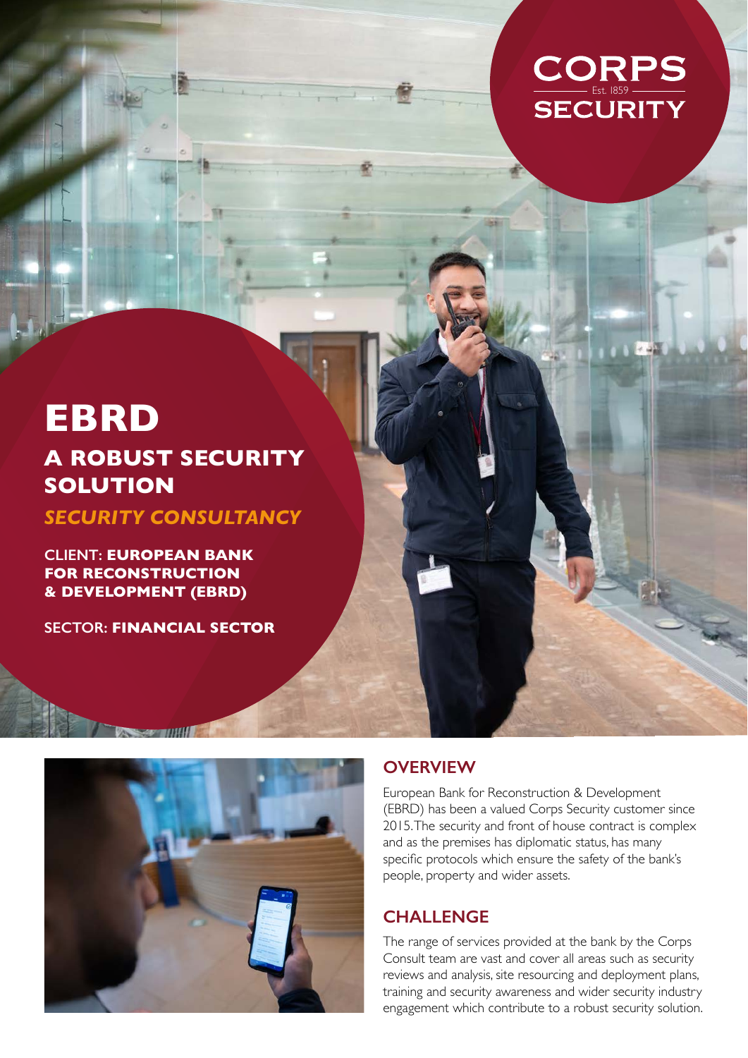CORPS SECURITY
Est. 1859

# EBRD

## A ROBUST SECURITY SOLUTION

### *SECURITY CONSULTANCY*

CLIENT: **EUROPEAN BANK FOR RECONSTRUCTION & DEVELOPMENT (EBRD)**

SECTOR: **FINANCIAL SECTOR**

## OVERVIEW

European Bank for Reconstruction & Development (EBRD) has been a valued Corps Security customer since 2015. The security and front of house contract is complex and as the premises has diplomatic status, has many specific protocols which ensure the safety of the bank's people, property and wider assets.

## CHALLENGE

The range of services provided at the bank by the Corps Consult team are vast and cover all areas such as security reviews and analysis, site resourcing and deployment plans, training and security awareness and wider security industry engagement which contribute to a robust security solution.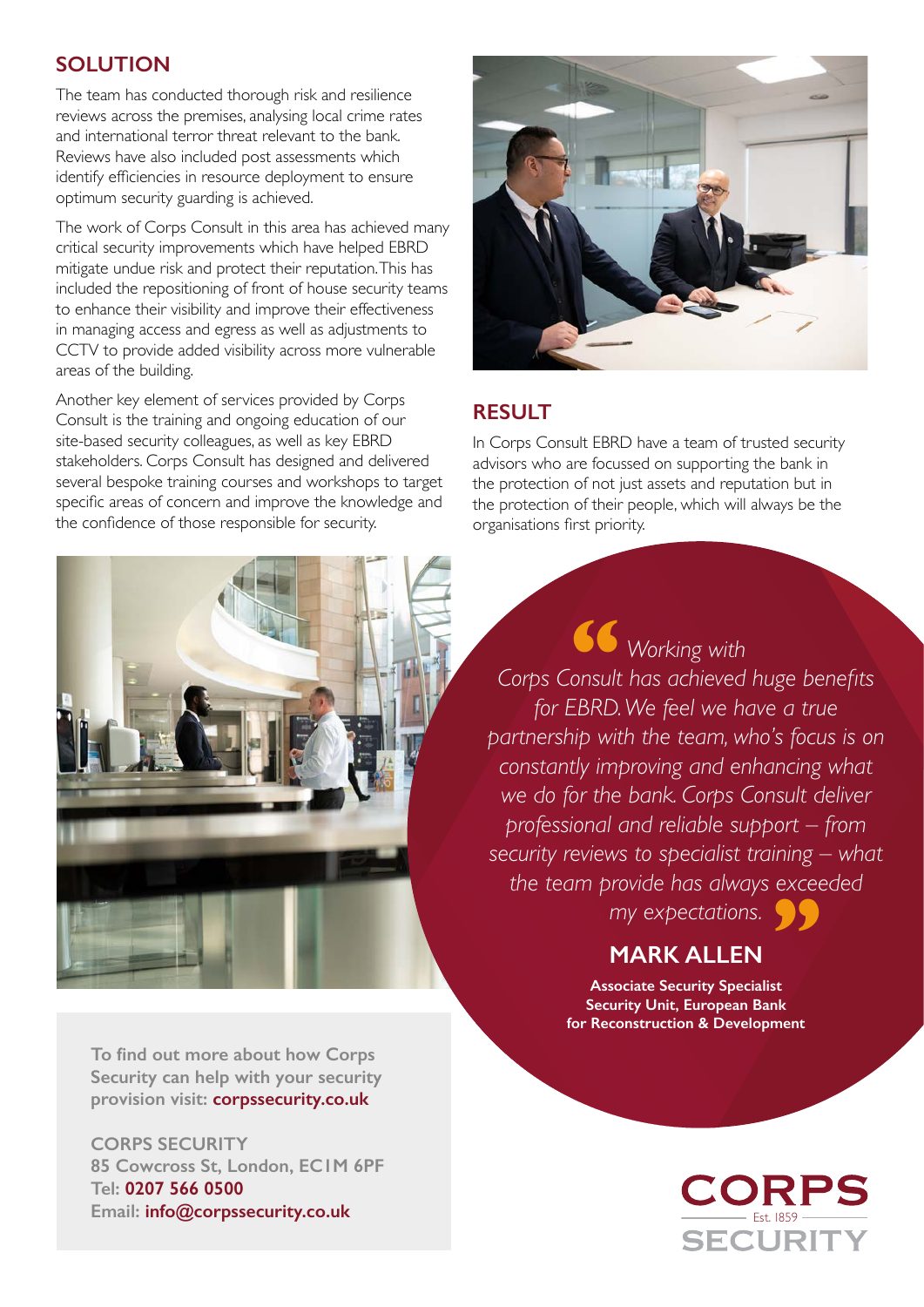## SOLUTION

The team has conducted thorough risk and resilience reviews across the premises, analysing local crime rates and international terror threat relevant to the bank. Reviews have also included post assessments which identify efficiencies in resource deployment to ensure optimum security guarding is achieved.

The work of Corps Consult in this area has achieved many critical security improvements which have helped EBRD mitigate undue risk and protect their reputation. This has included the repositioning of front of house security teams to enhance their visibility and improve their effectiveness in managing access and egress as well as adjustments to CCTV to provide added visibility across more vulnerable areas of the building.

Another key element of services provided by Corps Consult is the training and ongoing education of our site-based security colleagues, as well as key EBRD stakeholders. Corps Consult has designed and delivered several bespoke training courses and workshops to target specific areas of concern and improve the knowledge and the confidence of those responsible for security.

## RESULT

In Corps Consult EBRD have a team of trusted security advisors who are focussed on supporting the bank in the protection of not just assets and reputation but in the protection of their people, which will always be the organisations first priority.

> *“Working with Corps Consult has achieved huge benefits for EBRD. We feel we have a true partnership with the team, who’s focus is on constantly improving and enhancing what we do for the bank. Corps Consult deliver professional and reliable support – from security reviews to specialist training – what the team provide has always exceeded my expectations.”*

**MARK ALLEN**

**Associate Security Specialist**
**Security Unit, European Bank for Reconstruction & Development**

**To find out more about how Corps Security can help with your security provision visit: corpssecurity.co.uk**

**CORPS SECURITY**
**85 Cowcross St, London, EC1M 6PF**
**Tel: 0207 566 0500**
**Email: info@corpssecurity.co.uk**

CORPS
Est. 1859
SECURITY